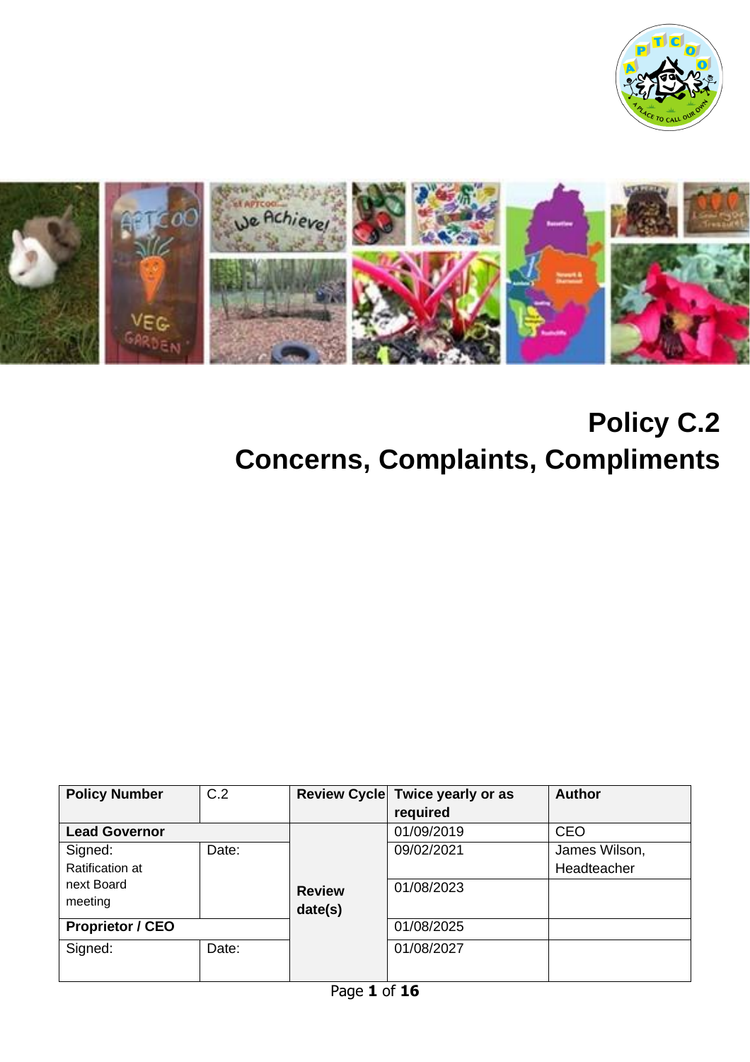# Policy C.2
# Concerns, Complaints, Compliments

| Policy Number | C.2 | Review Cycle | Twice yearly or as required | Author |
|---|---|---|---|---|
| **Lead Governor** | | **Review date(s)** | 01/09/2019 | CEO |
| Signed: Ratification at next Board meeting | Date: | | 09/02/2021 | James Wilson, Headteacher |
| | | | 01/08/2023 | |
| **Proprietor / CEO** | | | 01/08/2025 | |
| Signed: | Date: | | 01/08/2027 | |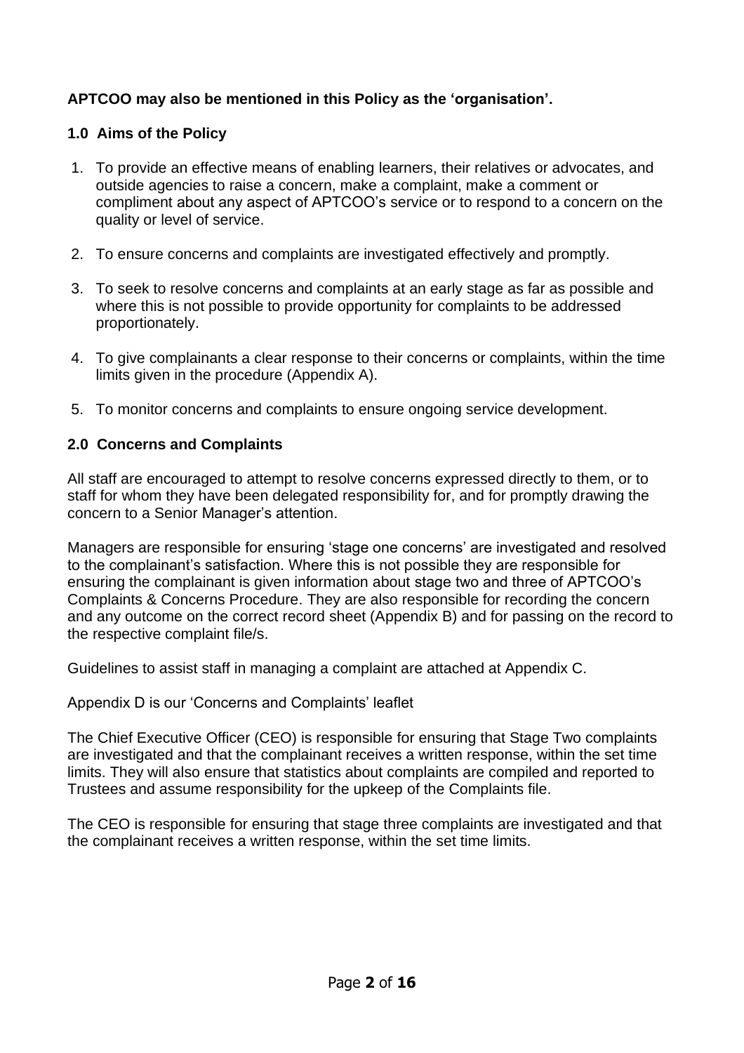**APTCOO may also be mentioned in this Policy as the 'organisation'.**

## 1.0 Aims of the Policy

1. To provide an effective means of enabling learners, their relatives or advocates, and outside agencies to raise a concern, make a complaint, make a comment or compliment about any aspect of APTCOO's service or to respond to a concern on the quality or level of service.
2. To ensure concerns and complaints are investigated effectively and promptly.
3. To seek to resolve concerns and complaints at an early stage as far as possible and where this is not possible to provide opportunity for complaints to be addressed proportionately.
4. To give complainants a clear response to their concerns or complaints, within the time limits given in the procedure (Appendix A).
5. To monitor concerns and complaints to ensure ongoing service development.

## 2.0 Concerns and Complaints

All staff are encouraged to attempt to resolve concerns expressed directly to them, or to staff for whom they have been delegated responsibility for, and for promptly drawing the concern to a Senior Manager's attention.

Managers are responsible for ensuring 'stage one concerns' are investigated and resolved to the complainant's satisfaction. Where this is not possible they are responsible for ensuring the complainant is given information about stage two and three of APTCOO's Complaints & Concerns Procedure. They are also responsible for recording the concern and any outcome on the correct record sheet (Appendix B) and for passing on the record to the respective complaint file/s.

Guidelines to assist staff in managing a complaint are attached at Appendix C.

Appendix D is our 'Concerns and Complaints' leaflet

The Chief Executive Officer (CEO) is responsible for ensuring that Stage Two complaints are investigated and that the complainant receives a written response, within the set time limits. They will also ensure that statistics about complaints are compiled and reported to Trustees and assume responsibility for the upkeep of the Complaints file.

The CEO is responsible for ensuring that stage three complaints are investigated and that the complainant receives a written response, within the set time limits.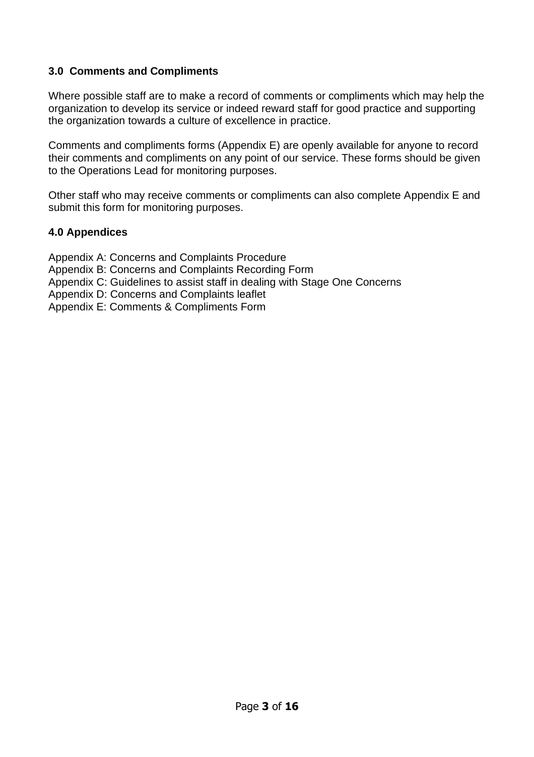## 3.0 Comments and Compliments

Where possible staff are to make a record of comments or compliments which may help the organization to develop its service or indeed reward staff for good practice and supporting the organization towards a culture of excellence in practice.

Comments and compliments forms (Appendix E) are openly available for anyone to record their comments and compliments on any point of our service. These forms should be given to the Operations Lead for monitoring purposes.

Other staff who may receive comments or compliments can also complete Appendix E and submit this form for monitoring purposes.

## 4.0 Appendices

Appendix A: Concerns and Complaints Procedure
Appendix B: Concerns and Complaints Recording Form
Appendix C: Guidelines to assist staff in dealing with Stage One Concerns
Appendix D: Concerns and Complaints leaflet
Appendix E: Comments & Compliments Form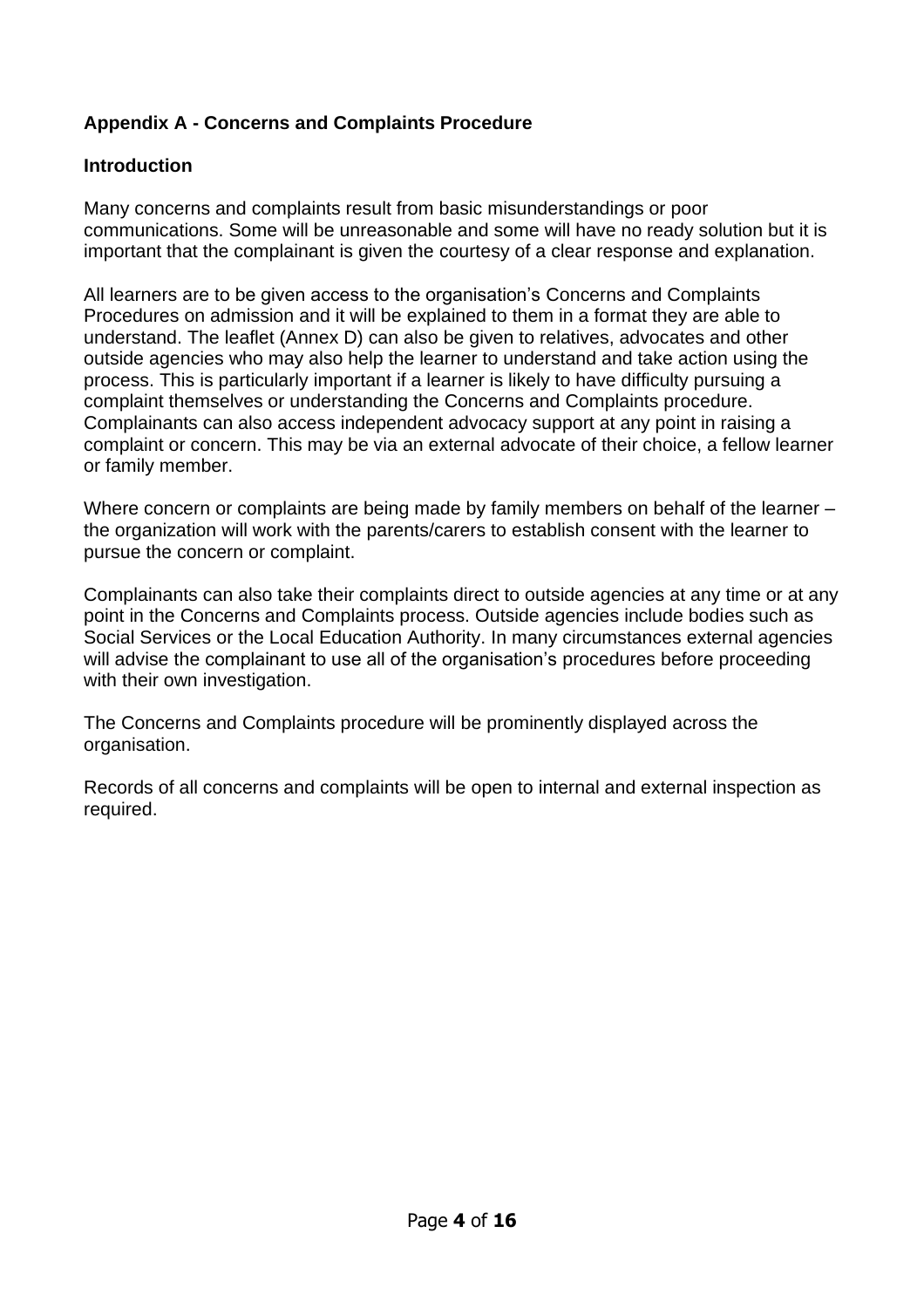## Appendix A - Concerns and Complaints Procedure

### Introduction

Many concerns and complaints result from basic misunderstandings or poor communications. Some will be unreasonable and some will have no ready solution but it is important that the complainant is given the courtesy of a clear response and explanation.

All learners are to be given access to the organisation's Concerns and Complaints Procedures on admission and it will be explained to them in a format they are able to understand. The leaflet (Annex D) can also be given to relatives, advocates and other outside agencies who may also help the learner to understand and take action using the process. This is particularly important if a learner is likely to have difficulty pursuing a complaint themselves or understanding the Concerns and Complaints procedure. Complainants can also access independent advocacy support at any point in raising a complaint or concern. This may be via an external advocate of their choice, a fellow learner or family member.

Where concern or complaints are being made by family members on behalf of the learner – the organization will work with the parents/carers to establish consent with the learner to pursue the concern or complaint.

Complainants can also take their complaints direct to outside agencies at any time or at any point in the Concerns and Complaints process. Outside agencies include bodies such as Social Services or the Local Education Authority. In many circumstances external agencies will advise the complainant to use all of the organisation's procedures before proceeding with their own investigation.

The Concerns and Complaints procedure will be prominently displayed across the organisation.

Records of all concerns and complaints will be open to internal and external inspection as required.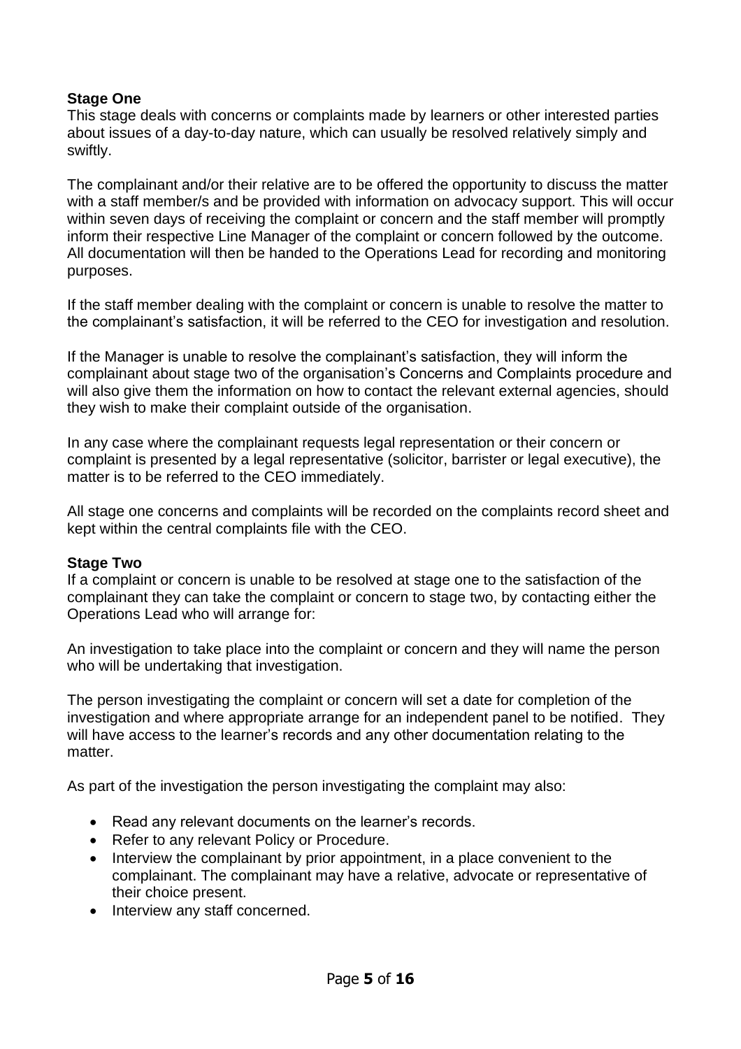**Stage One**

This stage deals with concerns or complaints made by learners or other interested parties about issues of a day-to-day nature, which can usually be resolved relatively simply and swiftly.

The complainant and/or their relative are to be offered the opportunity to discuss the matter with a staff member/s and be provided with information on advocacy support. This will occur within seven days of receiving the complaint or concern and the staff member will promptly inform their respective Line Manager of the complaint or concern followed by the outcome. All documentation will then be handed to the Operations Lead for recording and monitoring purposes.

If the staff member dealing with the complaint or concern is unable to resolve the matter to the complainant's satisfaction, it will be referred to the CEO for investigation and resolution.

If the Manager is unable to resolve the complainant's satisfaction, they will inform the complainant about stage two of the organisation's Concerns and Complaints procedure and will also give them the information on how to contact the relevant external agencies, should they wish to make their complaint outside of the organisation.

In any case where the complainant requests legal representation or their concern or complaint is presented by a legal representative (solicitor, barrister or legal executive), the matter is to be referred to the CEO immediately.

All stage one concerns and complaints will be recorded on the complaints record sheet and kept within the central complaints file with the CEO.

**Stage Two**

If a complaint or concern is unable to be resolved at stage one to the satisfaction of the complainant they can take the complaint or concern to stage two, by contacting either the Operations Lead who will arrange for:

An investigation to take place into the complaint or concern and they will name the person who will be undertaking that investigation.

The person investigating the complaint or concern will set a date for completion of the investigation and where appropriate arrange for an independent panel to be notified. They will have access to the learner's records and any other documentation relating to the matter.

As part of the investigation the person investigating the complaint may also:

- Read any relevant documents on the learner's records.
- Refer to any relevant Policy or Procedure.
- Interview the complainant by prior appointment, in a place convenient to the complainant. The complainant may have a relative, advocate or representative of their choice present.
- Interview any staff concerned.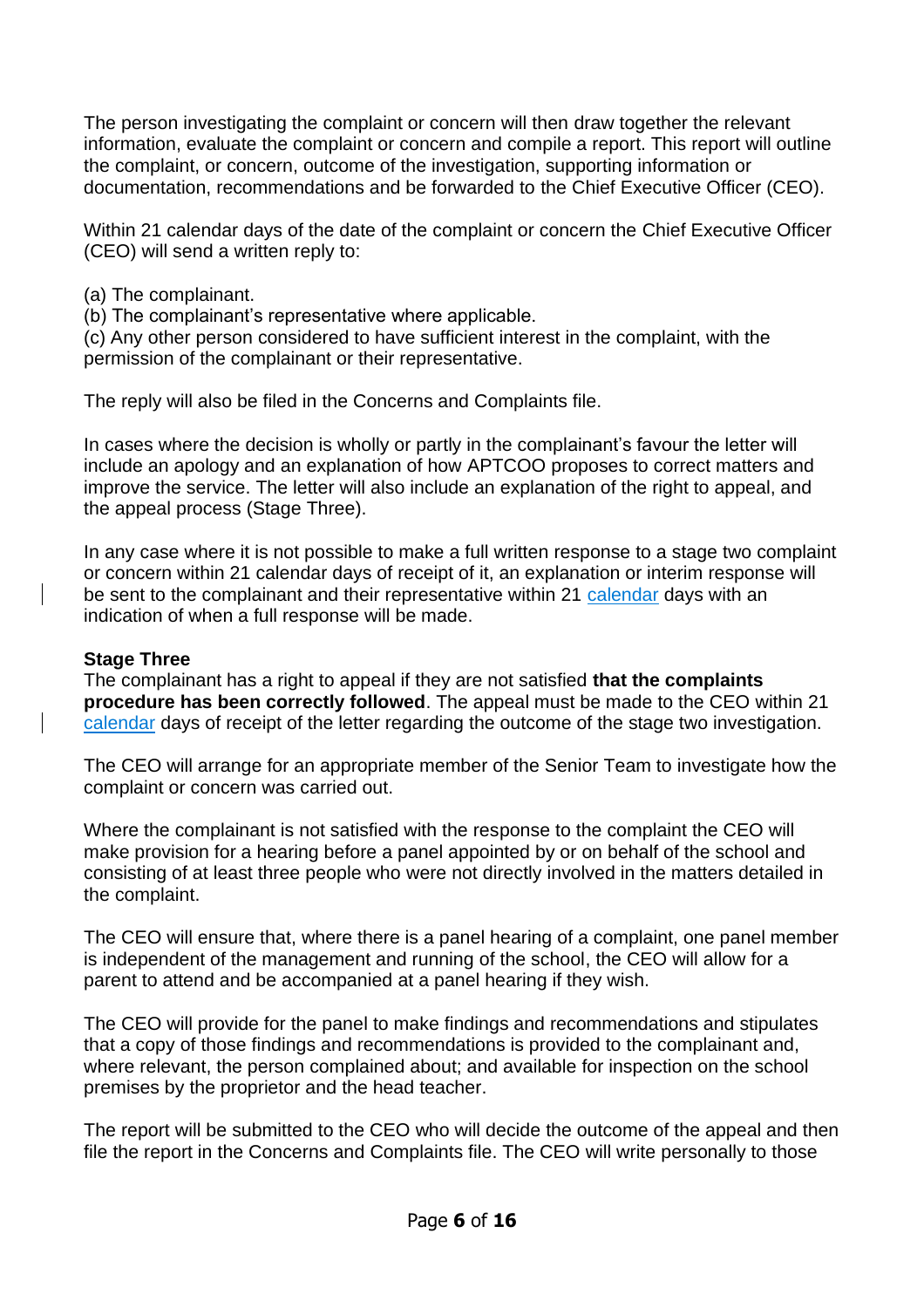The person investigating the complaint or concern will then draw together the relevant information, evaluate the complaint or concern and compile a report. This report will outline the complaint, or concern, outcome of the investigation, supporting information or documentation, recommendations and be forwarded to the Chief Executive Officer (CEO).

Within 21 calendar days of the date of the complaint or concern the Chief Executive Officer (CEO) will send a written reply to:

(a) The complainant.
(b) The complainant's representative where applicable.
(c) Any other person considered to have sufficient interest in the complaint, with the permission of the complainant or their representative.

The reply will also be filed in the Concerns and Complaints file.

In cases where the decision is wholly or partly in the complainant's favour the letter will include an apology and an explanation of how APTCOO proposes to correct matters and improve the service. The letter will also include an explanation of the right to appeal, and the appeal process (Stage Three).

In any case where it is not possible to make a full written response to a stage two complaint or concern within 21 calendar days of receipt of it, an explanation or interim response will be sent to the complainant and their representative within 21 calendar days with an indication of when a full response will be made.

**Stage Three**
The complainant has a right to appeal if they are not satisfied **that the complaints procedure has been correctly followed**. The appeal must be made to the CEO within 21 calendar days of receipt of the letter regarding the outcome of the stage two investigation.

The CEO will arrange for an appropriate member of the Senior Team to investigate how the complaint or concern was carried out.

Where the complainant is not satisfied with the response to the complaint the CEO will make provision for a hearing before a panel appointed by or on behalf of the school and consisting of at least three people who were not directly involved in the matters detailed in the complaint.

The CEO will ensure that, where there is a panel hearing of a complaint, one panel member is independent of the management and running of the school, the CEO will allow for a parent to attend and be accompanied at a panel hearing if they wish.

The CEO will provide for the panel to make findings and recommendations and stipulates that a copy of those findings and recommendations is provided to the complainant and, where relevant, the person complained about; and available for inspection on the school premises by the proprietor and the head teacher.

The report will be submitted to the CEO who will decide the outcome of the appeal and then file the report in the Concerns and Complaints file. The CEO will write personally to those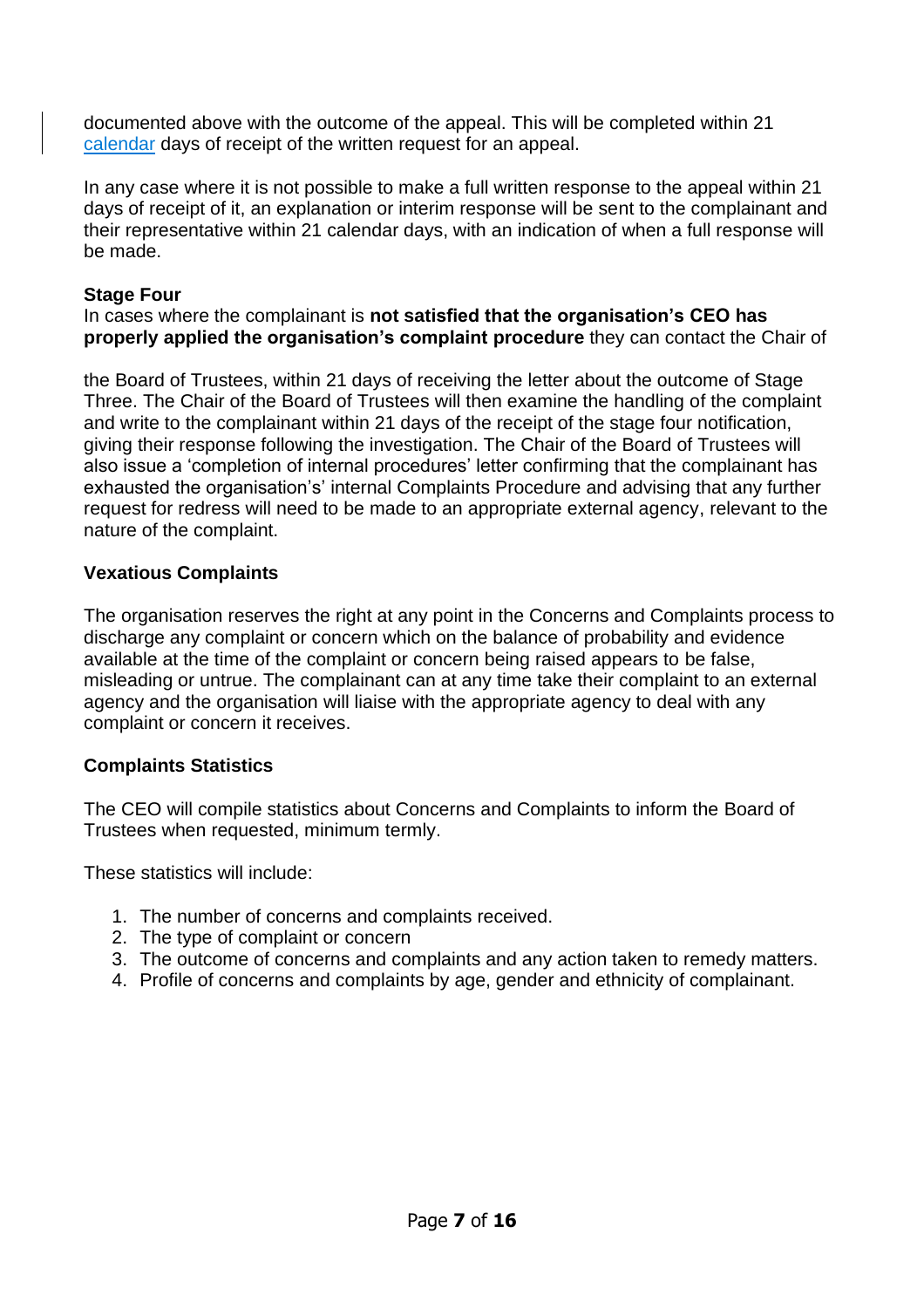documented above with the outcome of the appeal. This will be completed within 21 calendar days of receipt of the written request for an appeal.

In any case where it is not possible to make a full written response to the appeal within 21 days of receipt of it, an explanation or interim response will be sent to the complainant and their representative within 21 calendar days, with an indication of when a full response will be made.

**Stage Four**

In cases where the complainant is **not satisfied that the organisation's CEO has properly applied the organisation's complaint procedure** they can contact the Chair of the Board of Trustees, within 21 days of receiving the letter about the outcome of Stage Three. The Chair of the Board of Trustees will then examine the handling of the complaint and write to the complainant within 21 days of the receipt of the stage four notification, giving their response following the investigation. The Chair of the Board of Trustees will also issue a 'completion of internal procedures' letter confirming that the complainant has exhausted the organisation's' internal Complaints Procedure and advising that any further request for redress will need to be made to an appropriate external agency, relevant to the nature of the complaint.

**Vexatious Complaints**

The organisation reserves the right at any point in the Concerns and Complaints process to discharge any complaint or concern which on the balance of probability and evidence available at the time of the complaint or concern being raised appears to be false, misleading or untrue. The complainant can at any time take their complaint to an external agency and the organisation will liaise with the appropriate agency to deal with any complaint or concern it receives.

**Complaints Statistics**

The CEO will compile statistics about Concerns and Complaints to inform the Board of Trustees when requested, minimum termly.

These statistics will include:

1. The number of concerns and complaints received.
2. The type of complaint or concern
3. The outcome of concerns and complaints and any action taken to remedy matters.
4. Profile of concerns and complaints by age, gender and ethnicity of complainant.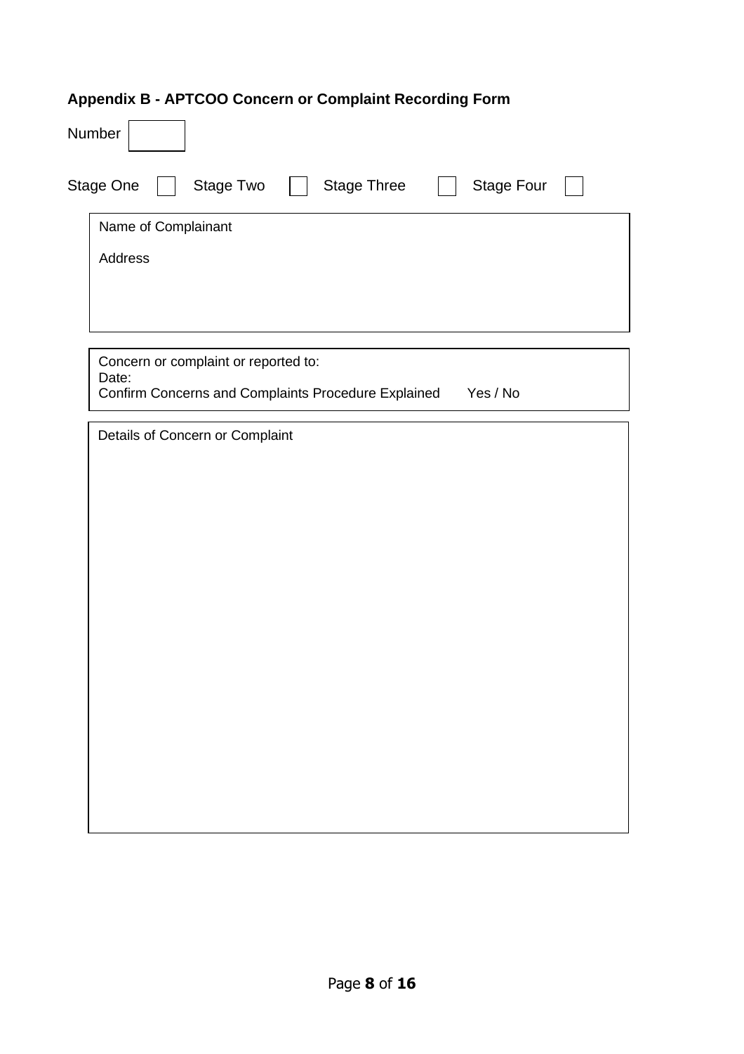## Appendix B - APTCOO Concern or Complaint Recording Form

Number ☐

Stage One ☐ Stage Two ☐ Stage Three ☐ Stage Four ☐

| Name of Complainant<br><br>Address<br><br><br> |
|---|

| Concern or complaint or reported to:<br>Date:<br>Confirm Concerns and Complaints Procedure Explained Yes / No |
|---|

| Details of Concern or Complaint<br><br><br><br><br><br><br><br><br><br> |
|---|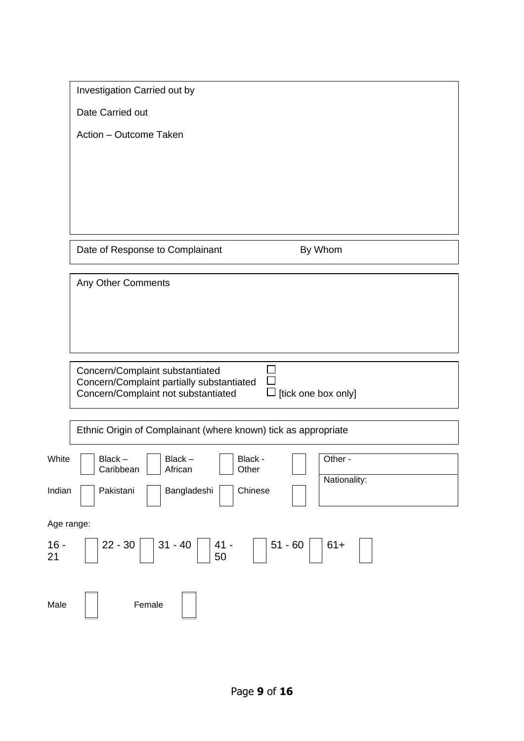Investigation Carried out by

Date Carried out

Action – Outcome Taken

Date of Response to Complainant | By Whom

Any Other Comments

Concern/Complaint substantiated ☐
Concern/Complaint partially substantiated ☐
Concern/Complaint not substantiated ☐ [tick one box only]

Ethnic Origin of Complainant (where known) tick as appropriate

| White | ☐ | Black – Caribbean | ☐ | Black – African | ☐ | Black - Other | ☐ | Other - |
|---|---|---|---|---|---|---|---|---|
| Indian | ☐ | Pakistani | ☐ | Bangladeshi | ☐ | Chinese | ☐ | Nationality: |

Age range:

| 16 - 21 | ☐ | 22 - 30 | ☐ | 31 - 40 | ☐ | 41 - 50 | ☐ | 51 - 60 | ☐ | 61+ | ☐ |
|---|---|---|---|---|---|---|---|---|---|---|---|

| Male | ☐ | Female | ☐ |
|---|---|---|---|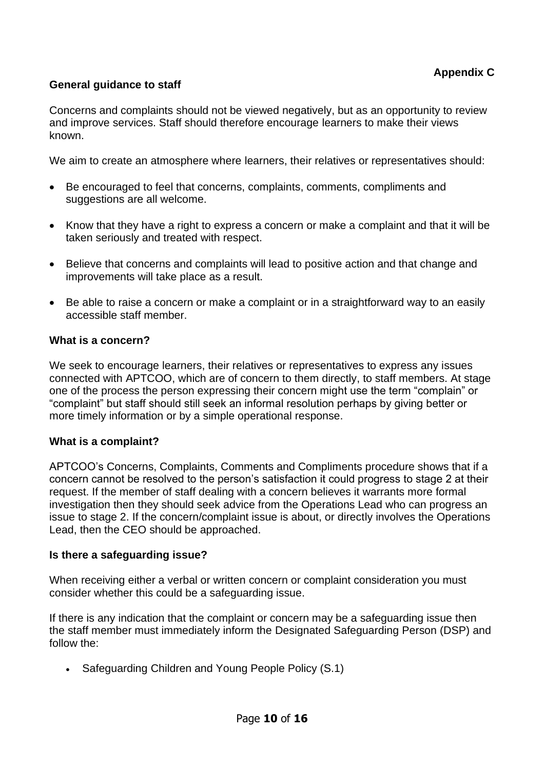**Appendix C**

**General guidance to staff**

Concerns and complaints should not be viewed negatively, but as an opportunity to review and improve services. Staff should therefore encourage learners to make their views known.

We aim to create an atmosphere where learners, their relatives or representatives should:

- Be encouraged to feel that concerns, complaints, comments, compliments and suggestions are all welcome.
- Know that they have a right to express a concern or make a complaint and that it will be taken seriously and treated with respect.
- Believe that concerns and complaints will lead to positive action and that change and improvements will take place as a result.
- Be able to raise a concern or make a complaint or in a straightforward way to an easily accessible staff member.

**What is a concern?**

We seek to encourage learners, their relatives or representatives to express any issues connected with APTCOO, which are of concern to them directly, to staff members. At stage one of the process the person expressing their concern might use the term "complain" or "complaint" but staff should still seek an informal resolution perhaps by giving better or more timely information or by a simple operational response.

**What is a complaint?**

APTCOO's Concerns, Complaints, Comments and Compliments procedure shows that if a concern cannot be resolved to the person's satisfaction it could progress to stage 2 at their request. If the member of staff dealing with a concern believes it warrants more formal investigation then they should seek advice from the Operations Lead who can progress an issue to stage 2. If the concern/complaint issue is about, or directly involves the Operations Lead, then the CEO should be approached.

**Is there a safeguarding issue?**

When receiving either a verbal or written concern or complaint consideration you must consider whether this could be a safeguarding issue.

If there is any indication that the complaint or concern may be a safeguarding issue then the staff member must immediately inform the Designated Safeguarding Person (DSP) and follow the:

- Safeguarding Children and Young People Policy (S.1)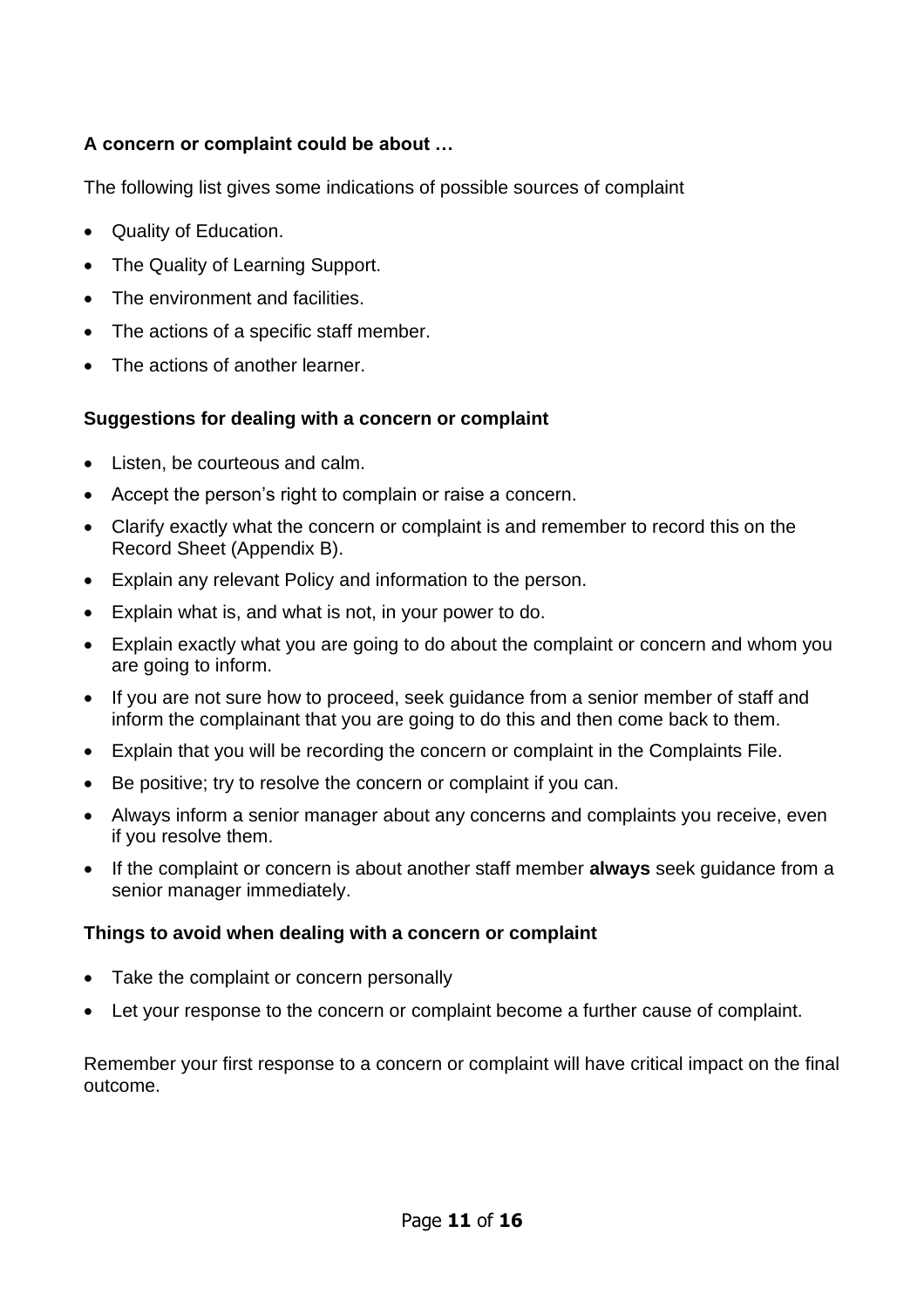**A concern or complaint could be about …**

The following list gives some indications of possible sources of complaint

- Quality of Education.
- The Quality of Learning Support.
- The environment and facilities.
- The actions of a specific staff member.
- The actions of another learner.

**Suggestions for dealing with a concern or complaint**

- Listen, be courteous and calm.
- Accept the person's right to complain or raise a concern.
- Clarify exactly what the concern or complaint is and remember to record this on the Record Sheet (Appendix B).
- Explain any relevant Policy and information to the person.
- Explain what is, and what is not, in your power to do.
- Explain exactly what you are going to do about the complaint or concern and whom you are going to inform.
- If you are not sure how to proceed, seek guidance from a senior member of staff and inform the complainant that you are going to do this and then come back to them.
- Explain that you will be recording the concern or complaint in the Complaints File.
- Be positive; try to resolve the concern or complaint if you can.
- Always inform a senior manager about any concerns and complaints you receive, even if you resolve them.
- If the complaint or concern is about another staff member **always** seek guidance from a senior manager immediately.

**Things to avoid when dealing with a concern or complaint**

- Take the complaint or concern personally
- Let your response to the concern or complaint become a further cause of complaint.

Remember your first response to a concern or complaint will have critical impact on the final outcome.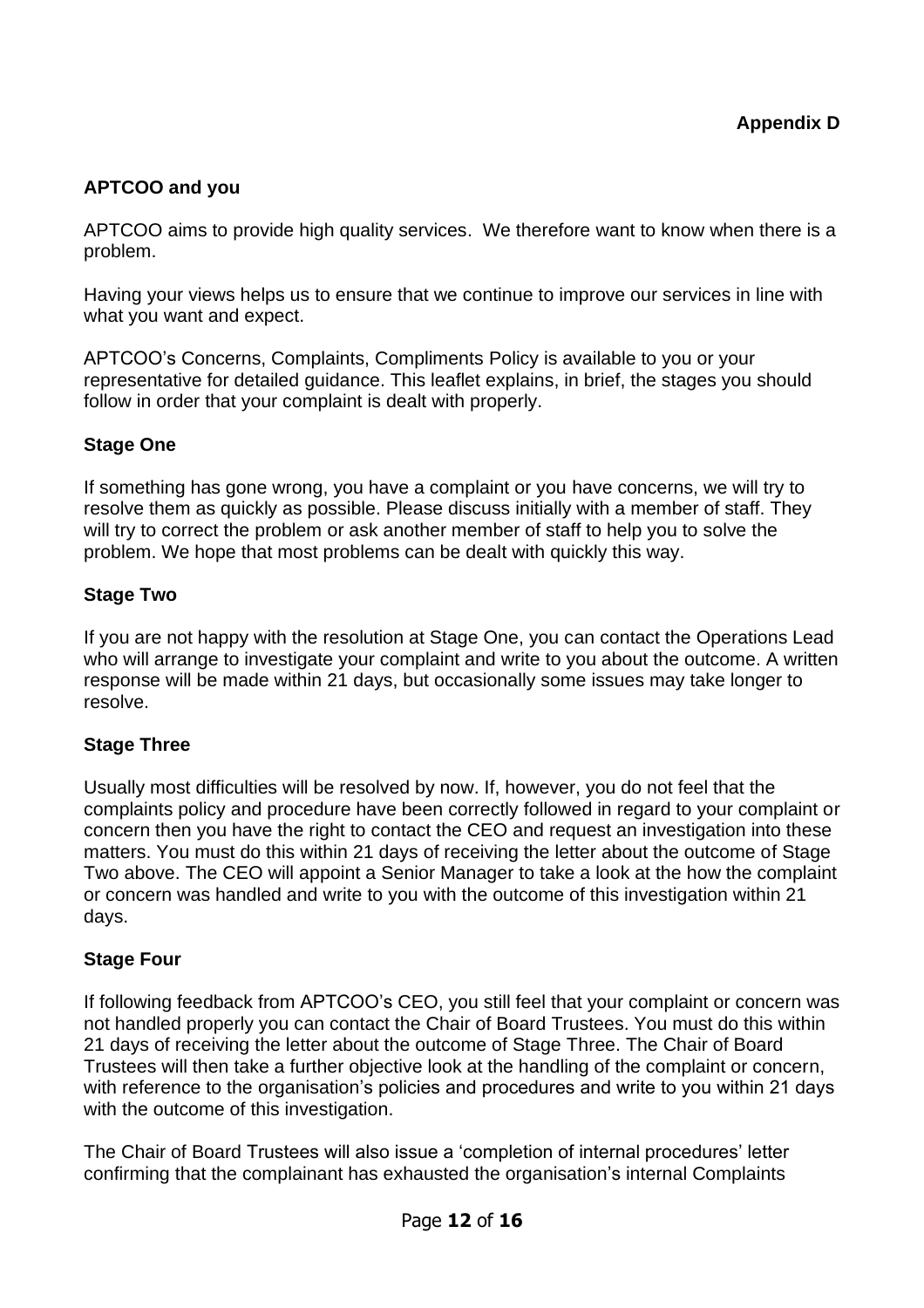**Appendix D**

## APTCOO and you

APTCOO aims to provide high quality services. We therefore want to know when there is a problem.

Having your views helps us to ensure that we continue to improve our services in line with what you want and expect.

APTCOO's Concerns, Complaints, Compliments Policy is available to you or your representative for detailed guidance. This leaflet explains, in brief, the stages you should follow in order that your complaint is dealt with properly.

### Stage One

If something has gone wrong, you have a complaint or you have concerns, we will try to resolve them as quickly as possible. Please discuss initially with a member of staff. They will try to correct the problem or ask another member of staff to help you to solve the problem. We hope that most problems can be dealt with quickly this way.

### Stage Two

If you are not happy with the resolution at Stage One, you can contact the Operations Lead who will arrange to investigate your complaint and write to you about the outcome. A written response will be made within 21 days, but occasionally some issues may take longer to resolve.

### Stage Three

Usually most difficulties will be resolved by now. If, however, you do not feel that the complaints policy and procedure have been correctly followed in regard to your complaint or concern then you have the right to contact the CEO and request an investigation into these matters. You must do this within 21 days of receiving the letter about the outcome of Stage Two above. The CEO will appoint a Senior Manager to take a look at the how the complaint or concern was handled and write to you with the outcome of this investigation within 21 days.

### Stage Four

If following feedback from APTCOO's CEO, you still feel that your complaint or concern was not handled properly you can contact the Chair of Board Trustees. You must do this within 21 days of receiving the letter about the outcome of Stage Three. The Chair of Board Trustees will then take a further objective look at the handling of the complaint or concern, with reference to the organisation's policies and procedures and write to you within 21 days with the outcome of this investigation.

The Chair of Board Trustees will also issue a 'completion of internal procedures' letter confirming that the complainant has exhausted the organisation's internal Complaints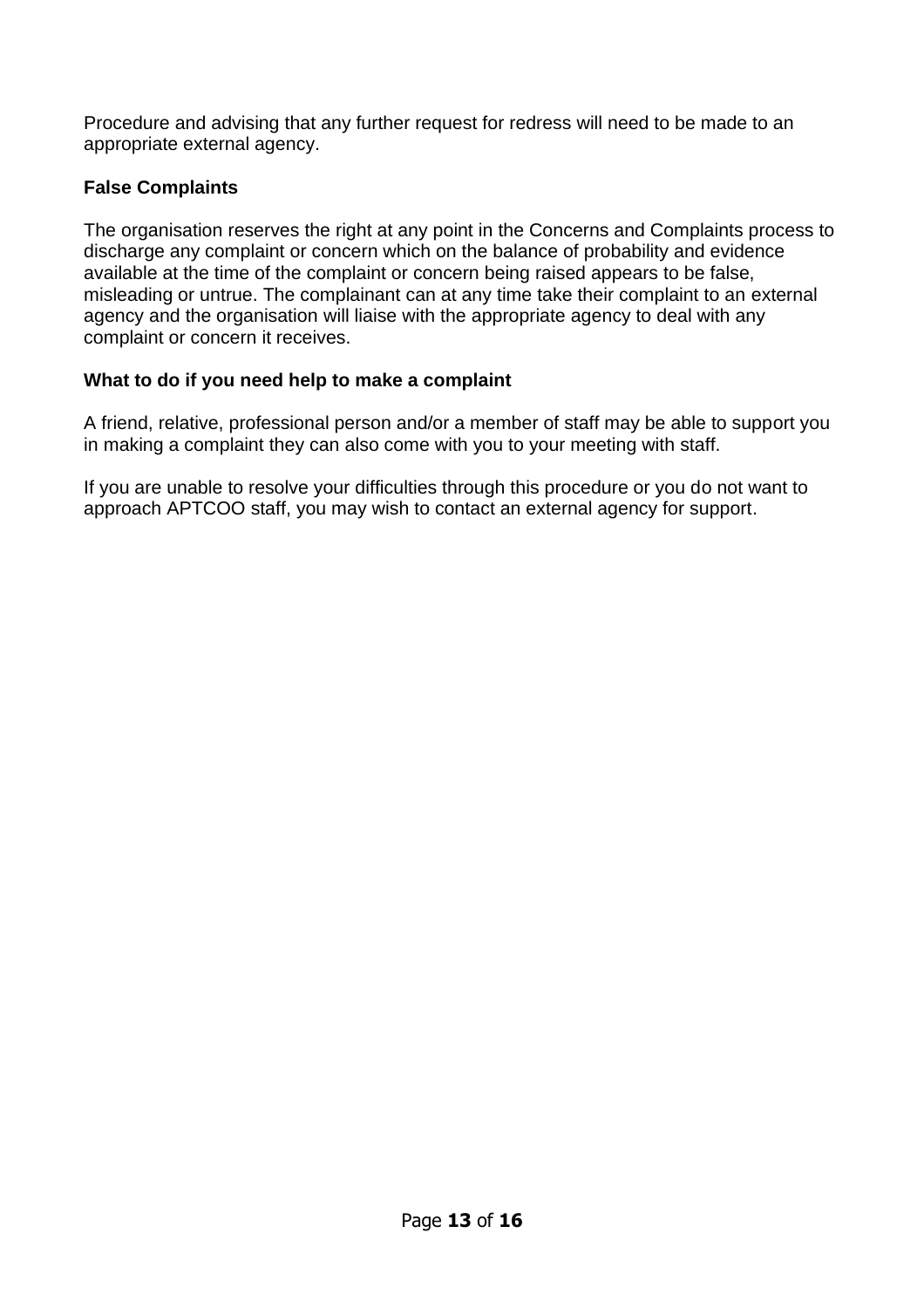Procedure and advising that any further request for redress will need to be made to an appropriate external agency.

**False Complaints**

The organisation reserves the right at any point in the Concerns and Complaints process to discharge any complaint or concern which on the balance of probability and evidence available at the time of the complaint or concern being raised appears to be false, misleading or untrue. The complainant can at any time take their complaint to an external agency and the organisation will liaise with the appropriate agency to deal with any complaint or concern it receives.

**What to do if you need help to make a complaint**

A friend, relative, professional person and/or a member of staff may be able to support you in making a complaint they can also come with you to your meeting with staff.

If you are unable to resolve your difficulties through this procedure or you do not want to approach APTCOO staff, you may wish to contact an external agency for support.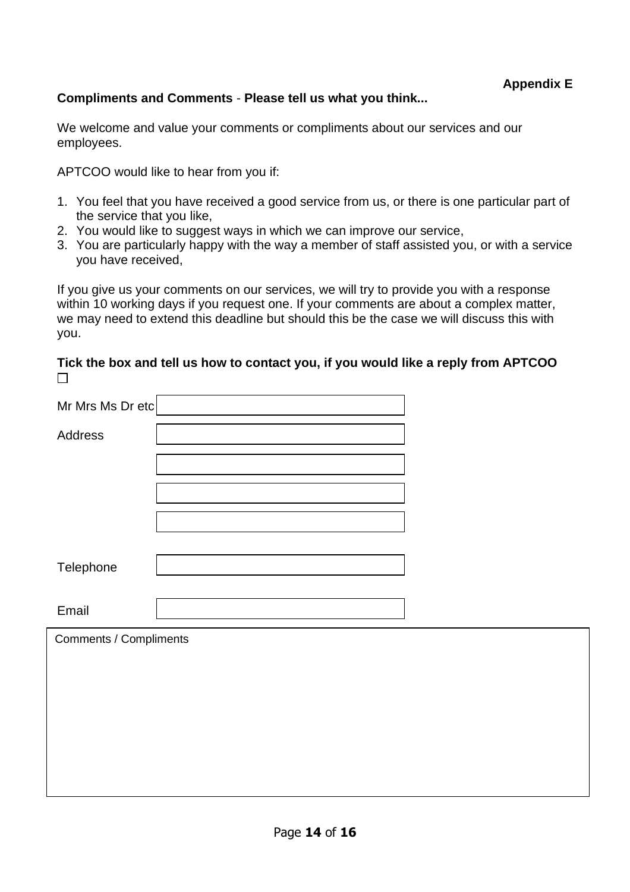**Appendix E**

## Compliments and Comments - Please tell us what you think...

We welcome and value your comments or compliments about our services and our employees.

APTCOO would like to hear from you if:

1. You feel that you have received a good service from us, or there is one particular part of the service that you like,
2. You would like to suggest ways in which we can improve our service,
3. You are particularly happy with the way a member of staff assisted you, or with a service you have received,

If you give us your comments on our services, we will try to provide you with a response within 10 working days if you request one. If your comments are about a complex matter, we may need to extend this deadline but should this be the case we will discuss this with you.

**Tick the box and tell us how to contact you, if you would like a reply from APTCOO** ☐

| | |
|---|---|
| Mr Mrs Ms Dr etc | |
| Address | |
| | |
| | |
| | |
| Telephone | |
| Email | |

| Comments / Compliments |
|---|
| |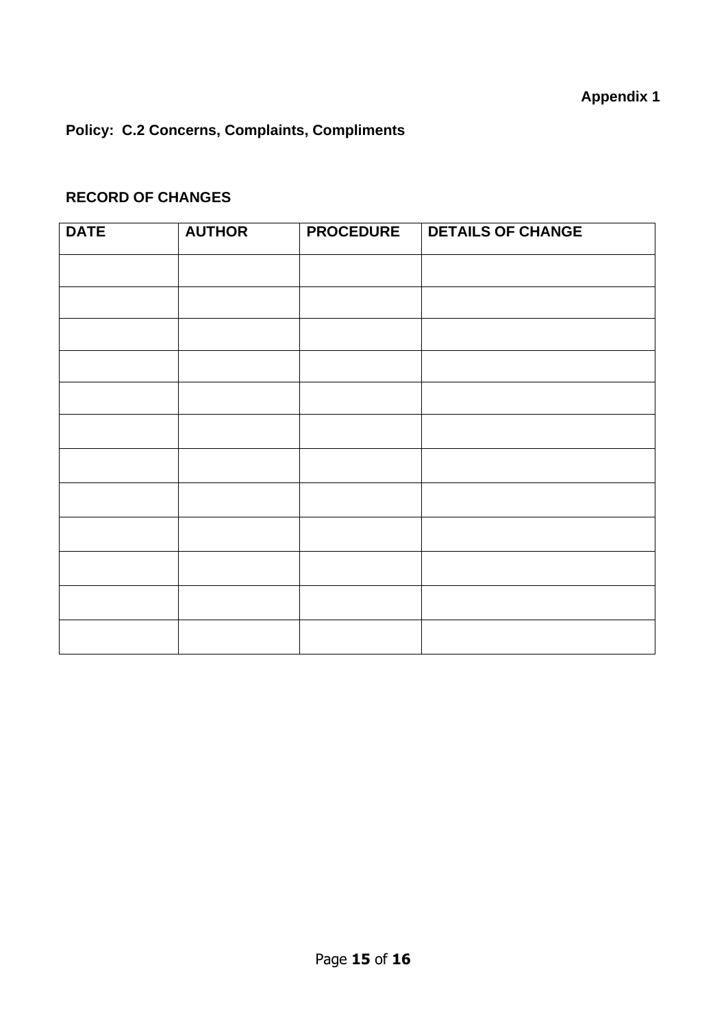**Appendix 1**

**Policy: C.2 Concerns, Complaints, Compliments**

**RECORD OF CHANGES**

| DATE | AUTHOR | PROCEDURE | DETAILS OF CHANGE |
|---|---|---|---|
| | | | |
| | | | |
| | | | |
| | | | |
| | | | |
| | | | |
| | | | |
| | | | |
| | | | |
| | | | |
| | | | |
| | | | |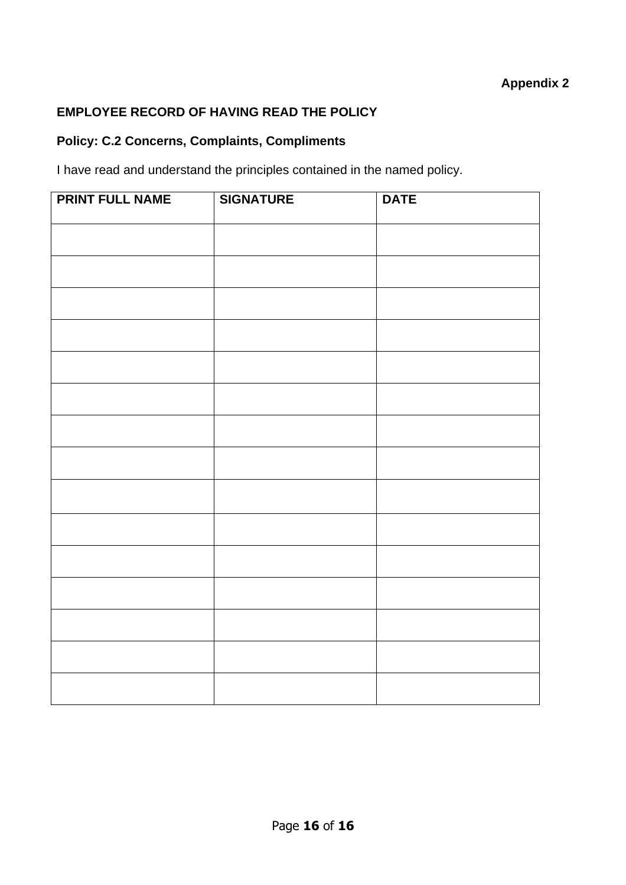**Appendix 2**

**EMPLOYEE RECORD OF HAVING READ THE POLICY**

**Policy: C.2 Concerns, Complaints, Compliments**

I have read and understand the principles contained in the named policy.

| PRINT FULL NAME | SIGNATURE | DATE |
|---|---|---|
| | | |
| | | |
| | | |
| | | |
| | | |
| | | |
| | | |
| | | |
| | | |
| | | |
| | | |
| | | |
| | | |
| | | |
| | | |